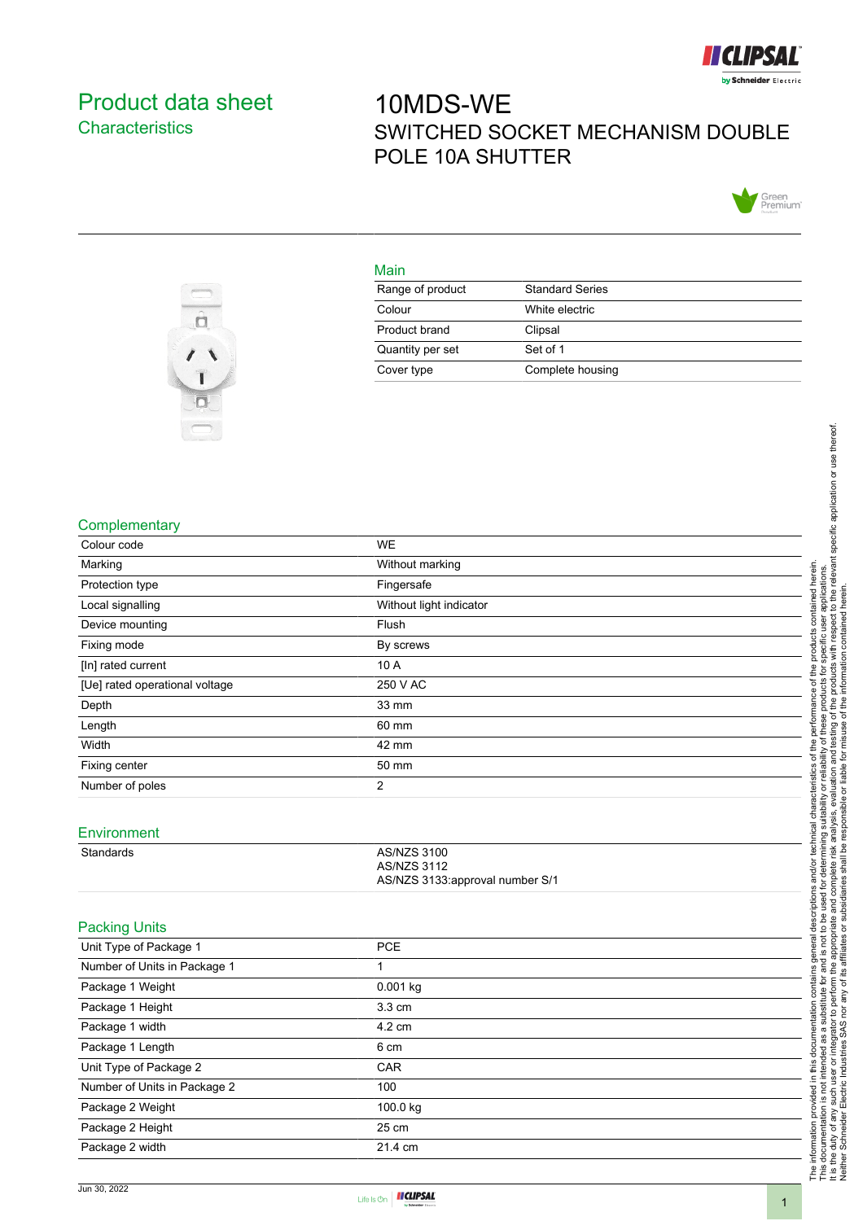# Product data sheet
## Characteristics

# 10MDS-WE
## SWITCHED SOCKET MECHANISM DOUBLE POLE 10A SHUTTER

### Main

| | |
|---|---|
| Range of product | Standard Series |
| Colour | White electric |
| Product brand | Clipsal |
| Quantity per set | Set of 1 |
| Cover type | Complete housing |

### Complementary

| | |
|---|---|
| Colour code | WE |
| Marking | Without marking |
| Protection type | Fingersafe |
| Local signalling | Without light indicator |
| Device mounting | Flush |
| Fixing mode | By screws |
| [In] rated current | 10 A |
| [Ue] rated operational voltage | 250 V AC |
| Depth | 33 mm |
| Length | 60 mm |
| Width | 42 mm |
| Fixing center | 50 mm |
| Number of poles | 2 |

### Environment

| | |
|---|---|
| Standards | AS/NZS 3100<br>AS/NZS 3112<br>AS/NZS 3133:approval number S/1 |

### Packing Units

| | |
|---|---|
| Unit Type of Package 1 | PCE |
| Number of Units in Package 1 | 1 |
| Package 1 Weight | 0.001 kg |
| Package 1 Height | 3.3 cm |
| Package 1 width | 4.2 cm |
| Package 1 Length | 6 cm |
| Unit Type of Package 2 | CAR |
| Number of Units in Package 2 | 100 |
| Package 2 Weight | 100.0 kg |
| Package 2 Height | 25 cm |
| Package 2 width | 21.4 cm |

The information provided in this documentation contains general descriptions and/or technical characteristics of the performance of the products contained herein. This documentation is not intended as a substitute for and is not to be used for determining suitability or reliability of these products for specific user applications. It is the duty of any such user or integrator to perform the appropriate and complete risk analysis, evaluation and testing of the products with respect to the relevant specific application or use thereof. Neither Schneider Electric Industries SAS nor any of its affiliates or subsidiaries shall be responsible or liable for misuse of the information contained herein.

Jun 30, 2022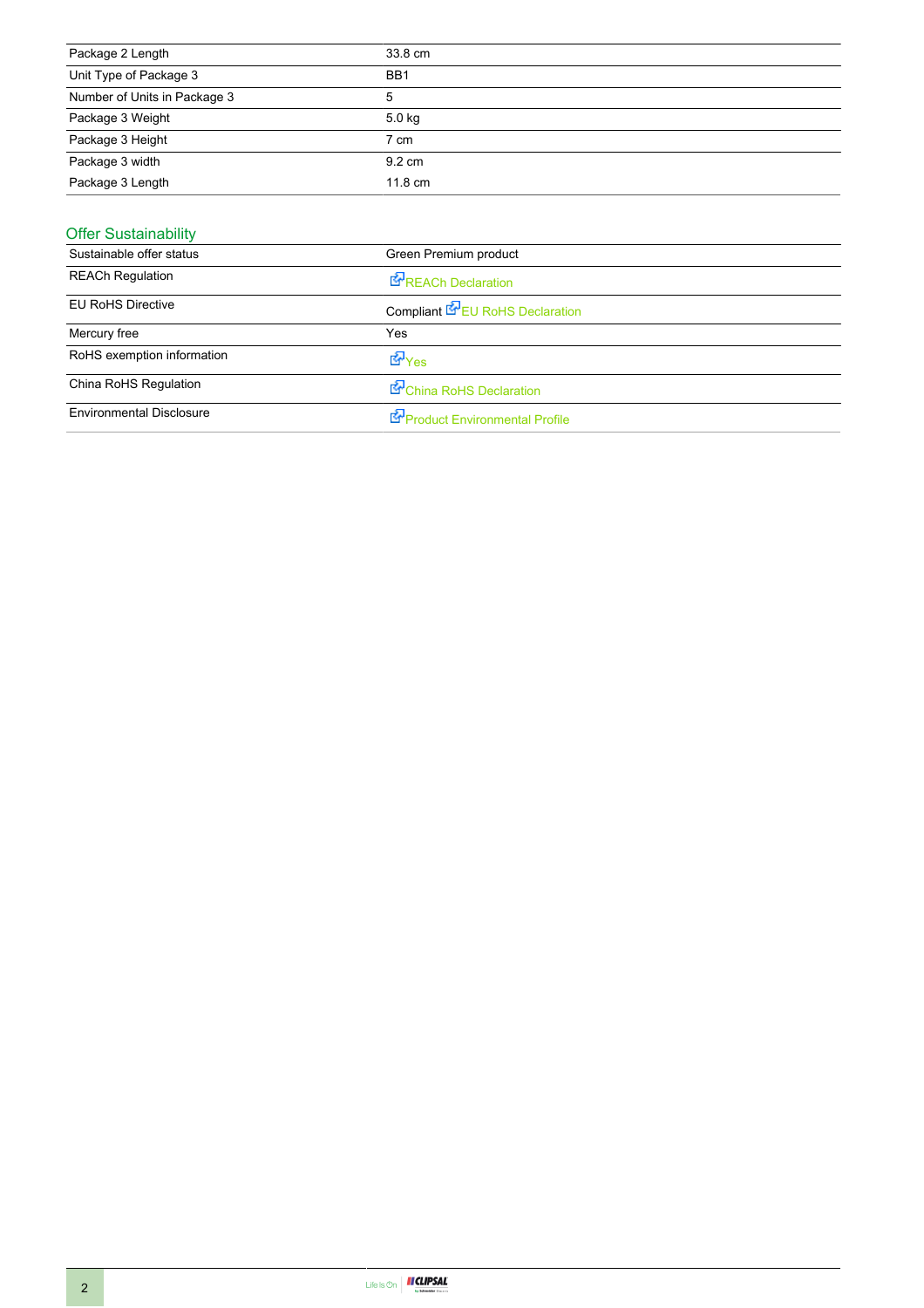| | |
|---|---|
| Package 2 Length | 33.8 cm |
| Unit Type of Package 3 | BB1 |
| Number of Units in Package 3 | 5 |
| Package 3 Weight | 5.0 kg |
| Package 3 Height | 7 cm |
| Package 3 width | 9.2 cm |
| Package 3 Length | 11.8 cm |

## Offer Sustainability

| | |
|---|---|
| Sustainable offer status | Green Premium product |
| REACh Regulation | REACh Declaration |
| EU RoHS Directive | Compliant EU RoHS Declaration |
| Mercury free | Yes |
| RoHS exemption information | Yes |
| China RoHS Regulation | China RoHS Declaration |
| Environmental Disclosure | Product Environmental Profile |